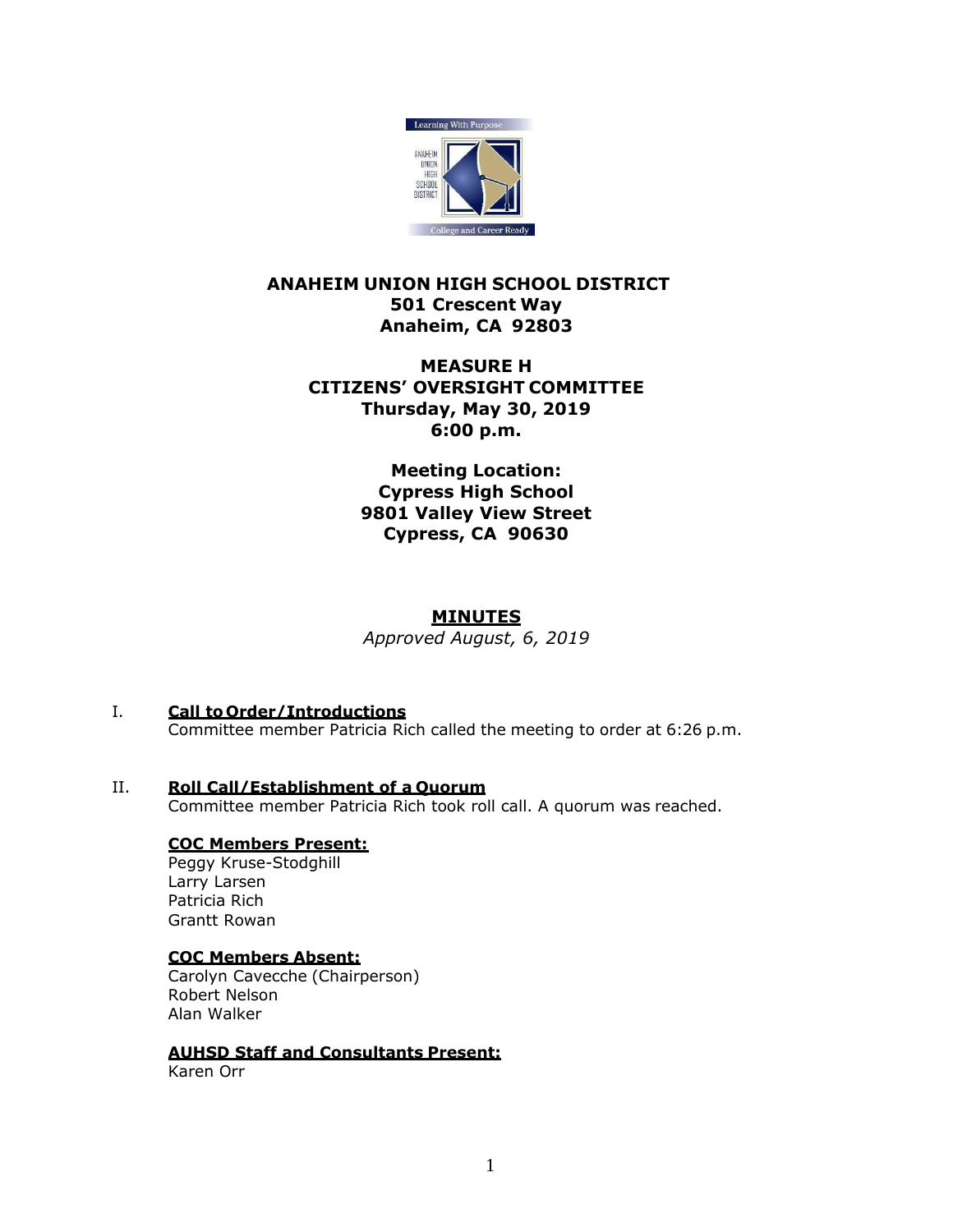**ANAHEIM UNION HIGH SCHOOL DISTRICT**
**501 Crescent Way**
**Anaheim, CA 92803**

**MEASURE H**
**CITIZENS' OVERSIGHT COMMITTEE**
**Thursday, May 30, 2019**
**6:00 p.m.**

**Meeting Location:**
**Cypress High School**
**9801 Valley View Street**
**Cypress, CA 90630**

# MINUTES

*Approved August, 6, 2019*

## I. Call to Order/Introductions

Committee member Patricia Rich called the meeting to order at 6:26 p.m.

## II. Roll Call/Establishment of a Quorum

Committee member Patricia Rich took roll call. A quorum was reached.

**COC Members Present:**

Peggy Kruse-Stodghill
Larry Larsen
Patricia Rich
Grantt Rowan

**COC Members Absent:**

Carolyn Cavecche (Chairperson)
Robert Nelson
Alan Walker

**AUHSD Staff and Consultants Present:**

Karen Orr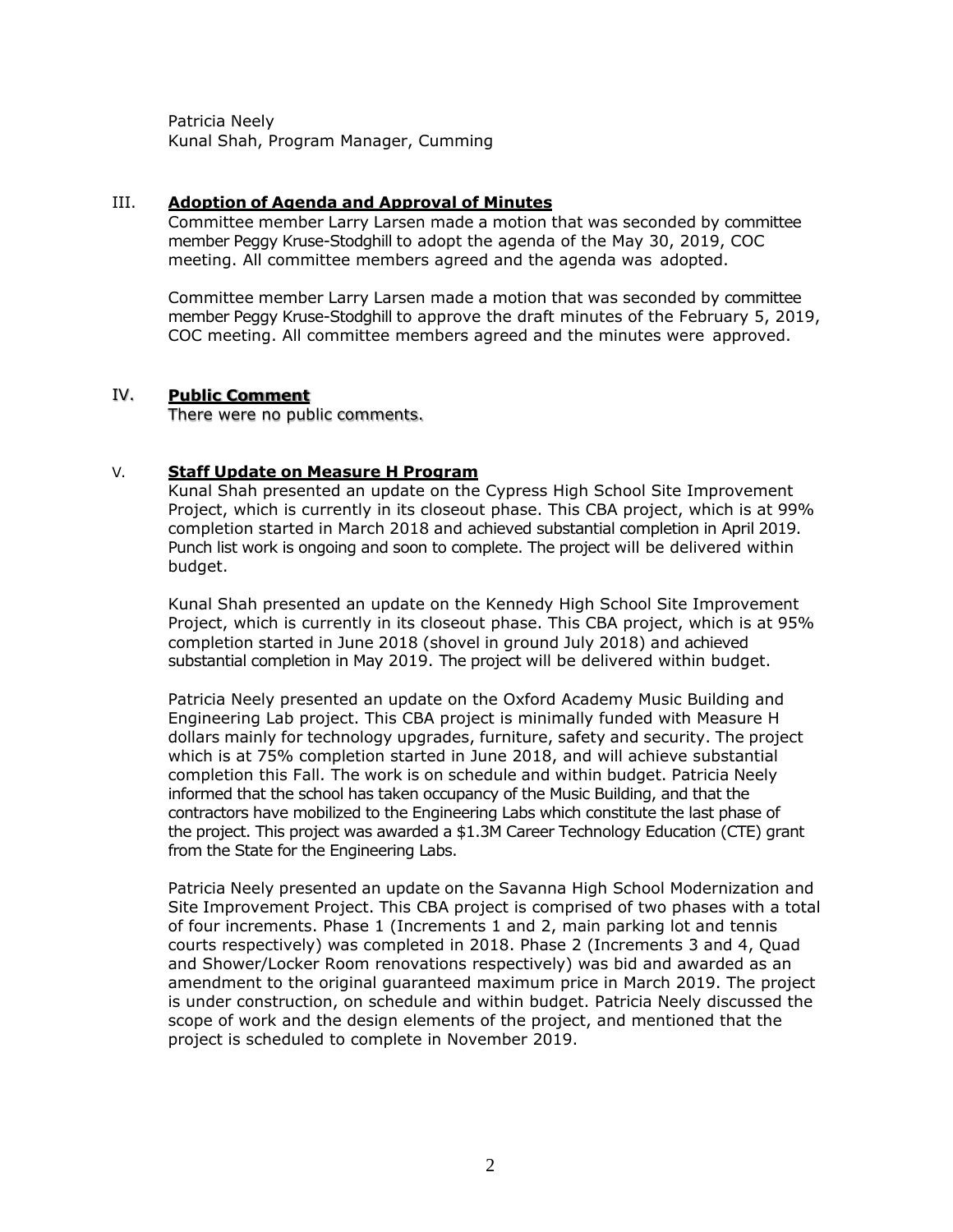Patricia Neely
Kunal Shah, Program Manager, Cumming

## III. Adoption of Agenda and Approval of Minutes

Committee member Larry Larsen made a motion that was seconded by committee member Peggy Kruse-Stodghill to adopt the agenda of the May 30, 2019, COC meeting. All committee members agreed and the agenda was adopted.

Committee member Larry Larsen made a motion that was seconded by committee member Peggy Kruse-Stodghill to approve the draft minutes of the February 5, 2019, COC meeting. All committee members agreed and the minutes were approved.

## IV. Public Comment

There were no public comments.

## V. Staff Update on Measure H Program

Kunal Shah presented an update on the Cypress High School Site Improvement Project, which is currently in its closeout phase. This CBA project, which is at 99% completion started in March 2018 and achieved substantial completion in April 2019. Punch list work is ongoing and soon to complete. The project will be delivered within budget.

Kunal Shah presented an update on the Kennedy High School Site Improvement Project, which is currently in its closeout phase. This CBA project, which is at 95% completion started in June 2018 (shovel in ground July 2018) and achieved substantial completion in May 2019. The project will be delivered within budget.

Patricia Neely presented an update on the Oxford Academy Music Building and Engineering Lab project. This CBA project is minimally funded with Measure H dollars mainly for technology upgrades, furniture, safety and security. The project which is at 75% completion started in June 2018, and will achieve substantial completion this Fall. The work is on schedule and within budget. Patricia Neely informed that the school has taken occupancy of the Music Building, and that the contractors have mobilized to the Engineering Labs which constitute the last phase of the project. This project was awarded a $1.3M Career Technology Education (CTE) grant from the State for the Engineering Labs.

Patricia Neely presented an update on the Savanna High School Modernization and Site Improvement Project. This CBA project is comprised of two phases with a total of four increments. Phase 1 (Increments 1 and 2, main parking lot and tennis courts respectively) was completed in 2018. Phase 2 (Increments 3 and 4, Quad and Shower/Locker Room renovations respectively) was bid and awarded as an amendment to the original guaranteed maximum price in March 2019. The project is under construction, on schedule and within budget. Patricia Neely discussed the scope of work and the design elements of the project, and mentioned that the project is scheduled to complete in November 2019.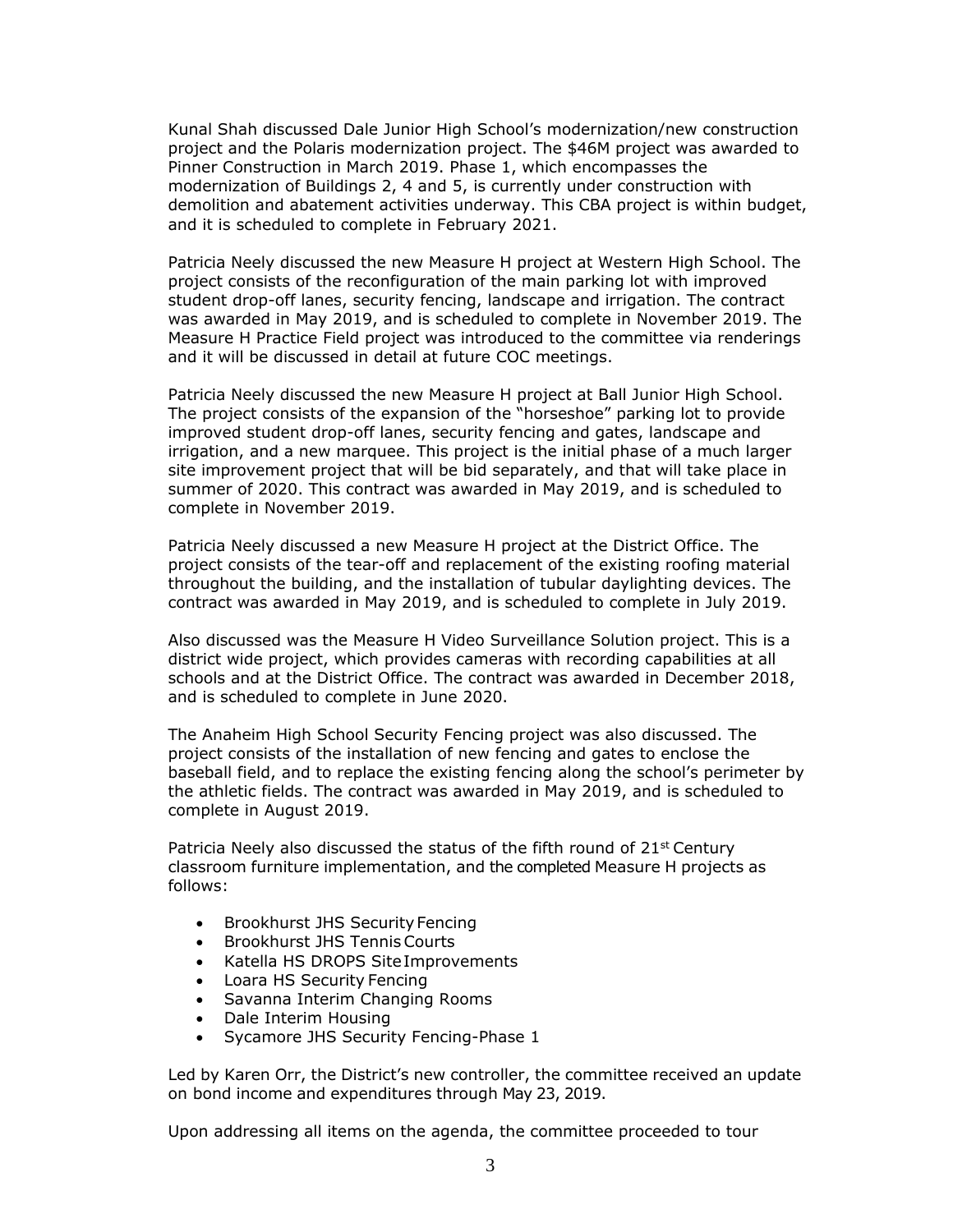Kunal Shah discussed Dale Junior High School's modernization/new construction project and the Polaris modernization project. The $46M project was awarded to Pinner Construction in March 2019. Phase 1, which encompasses the modernization of Buildings 2, 4 and 5, is currently under construction with demolition and abatement activities underway. This CBA project is within budget, and it is scheduled to complete in February 2021.

Patricia Neely discussed the new Measure H project at Western High School. The project consists of the reconfiguration of the main parking lot with improved student drop-off lanes, security fencing, landscape and irrigation. The contract was awarded in May 2019, and is scheduled to complete in November 2019. The Measure H Practice Field project was introduced to the committee via renderings and it will be discussed in detail at future COC meetings.

Patricia Neely discussed the new Measure H project at Ball Junior High School. The project consists of the expansion of the "horseshoe" parking lot to provide improved student drop-off lanes, security fencing and gates, landscape and irrigation, and a new marquee. This project is the initial phase of a much larger site improvement project that will be bid separately, and that will take place in summer of 2020. This contract was awarded in May 2019, and is scheduled to complete in November 2019.

Patricia Neely discussed a new Measure H project at the District Office. The project consists of the tear-off and replacement of the existing roofing material throughout the building, and the installation of tubular daylighting devices. The contract was awarded in May 2019, and is scheduled to complete in July 2019.

Also discussed was the Measure H Video Surveillance Solution project. This is a district wide project, which provides cameras with recording capabilities at all schools and at the District Office. The contract was awarded in December 2018, and is scheduled to complete in June 2020.

The Anaheim High School Security Fencing project was also discussed. The project consists of the installation of new fencing and gates to enclose the baseball field, and to replace the existing fencing along the school's perimeter by the athletic fields. The contract was awarded in May 2019, and is scheduled to complete in August 2019.

Patricia Neely also discussed the status of the fifth round of 21st Century classroom furniture implementation, and the completed Measure H projects as follows:

- Brookhurst JHS Security Fencing
- Brookhurst JHS Tennis Courts
- Katella HS DROPS Site Improvements
- Loara HS Security Fencing
- Savanna Interim Changing Rooms
- Dale Interim Housing
- Sycamore JHS Security Fencing-Phase 1

Led by Karen Orr, the District's new controller, the committee received an update on bond income and expenditures through May 23, 2019.

Upon addressing all items on the agenda, the committee proceeded to tour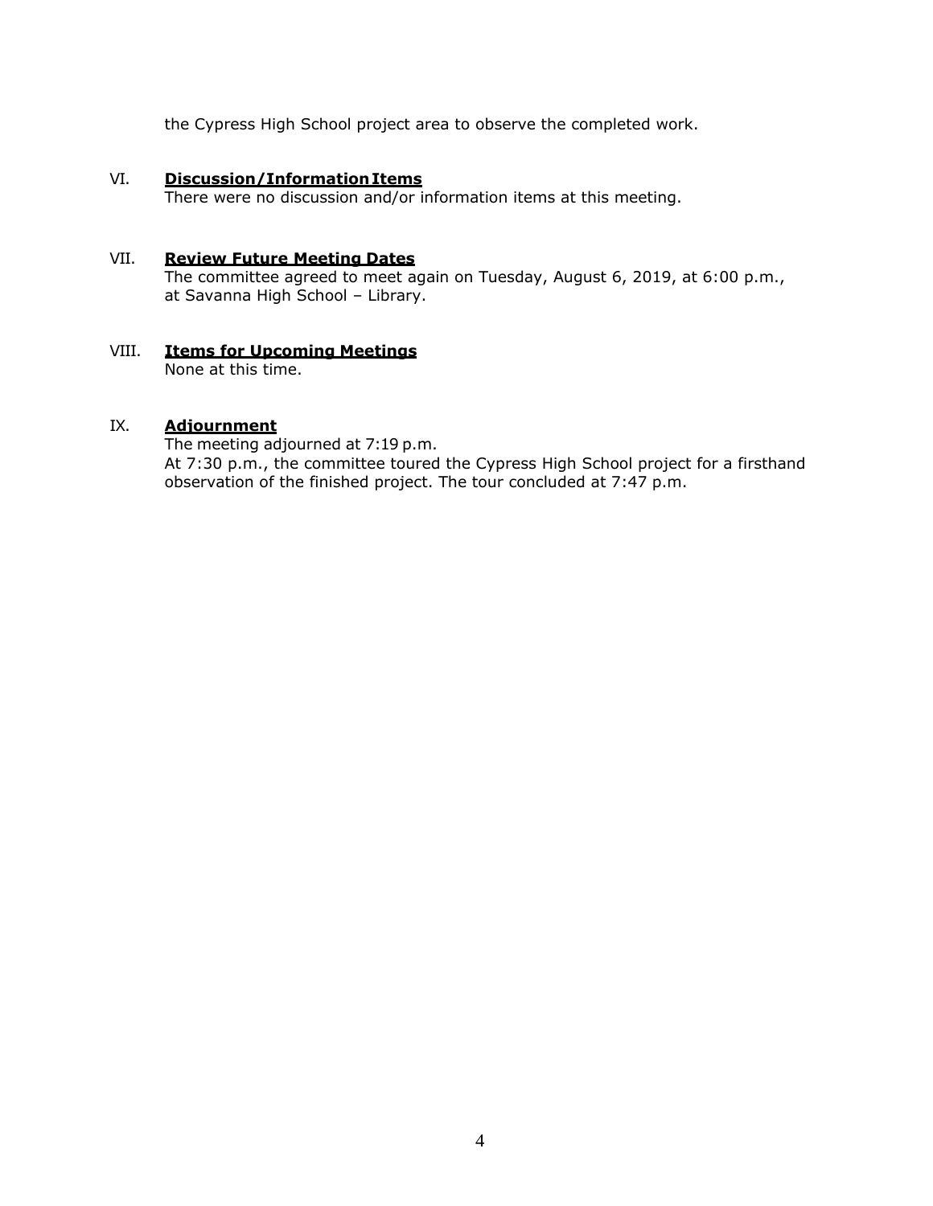the Cypress High School project area to observe the completed work.

VI. **Discussion/Information Items**

There were no discussion and/or information items at this meeting.

VII. **Review Future Meeting Dates**

The committee agreed to meet again on Tuesday, August 6, 2019, at 6:00 p.m., at Savanna High School – Library.

VIII. **Items for Upcoming Meetings**

None at this time.

IX. **Adjournment**

The meeting adjourned at 7:19 p.m.
At 7:30 p.m., the committee toured the Cypress High School project for a firsthand observation of the finished project. The tour concluded at 7:47 p.m.